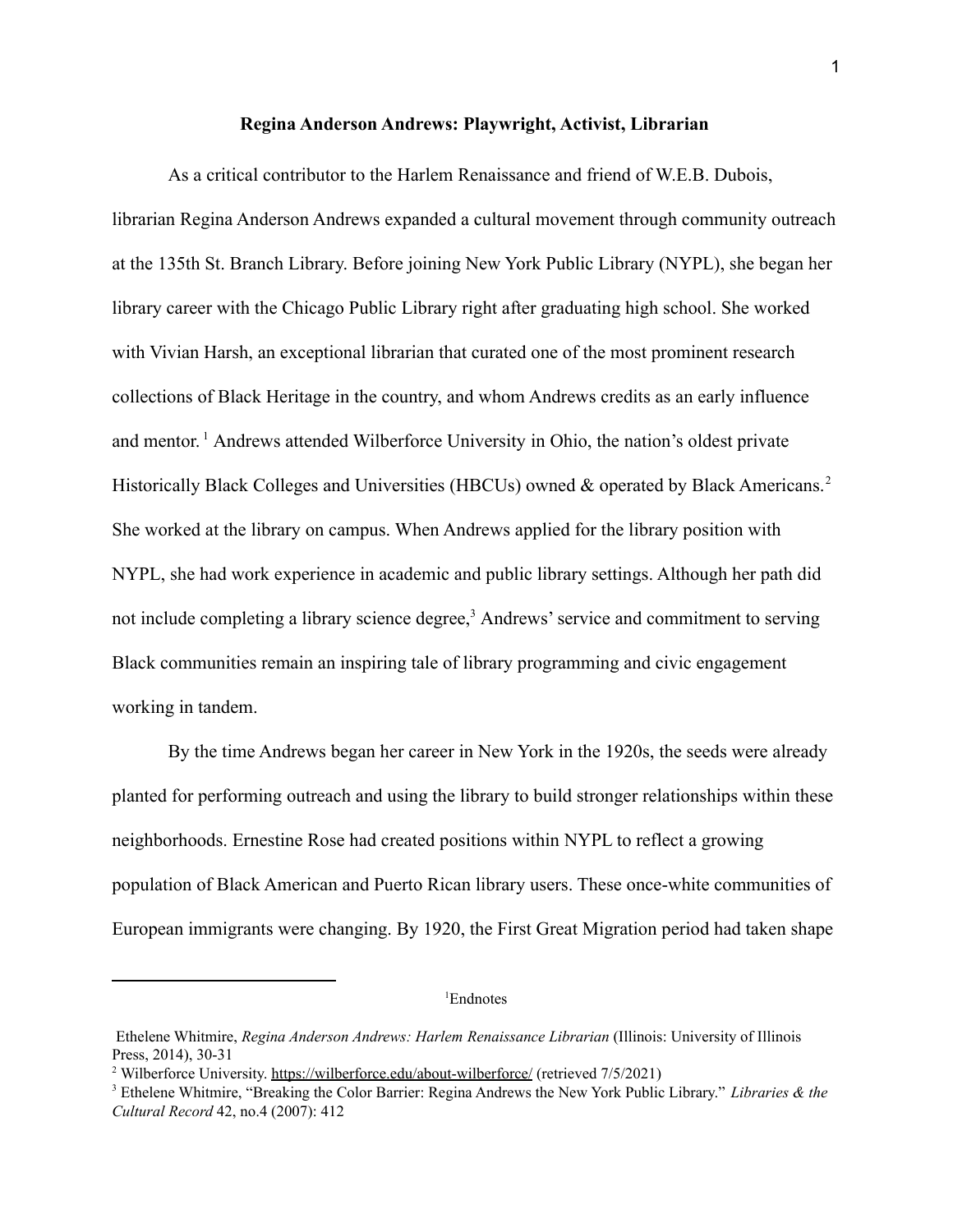**Regina Anderson Andrews: Playwright, Activist, Librarian**

As a critical contributor to the Harlem Renaissance and friend of W.E.B. Dubois, librarian Regina Anderson Andrews expanded a cultural movement through community outreach at the 135th St. Branch Library. Before joining New York Public Library (NYPL), she began her library career with the Chicago Public Library right after graduating high school. She worked with Vivian Harsh, an exceptional librarian that curated one of the most prominent research collections of Black Heritage in the country, and whom Andrews credits as an early influence and mentor.[1] Andrews attended Wilberforce University in Ohio, the nation's oldest private Historically Black Colleges and Universities (HBCUs) owned & operated by Black Americans.[2] She worked at the library on campus. When Andrews applied for the library position with NYPL, she had work experience in academic and public library settings. Although her path did not include completing a library science degree,[3] Andrews' service and commitment to serving Black communities remain an inspiring tale of library programming and civic engagement working in tandem.

By the time Andrews began her career in New York in the 1920s, the seeds were already planted for performing outreach and using the library to build stronger relationships within these neighborhoods. Ernestine Rose had created positions within NYPL to reflect a growing population of Black American and Puerto Rican library users. These once-white communities of European immigrants were changing. By 1920, the First Great Migration period had taken shape

---

[1]Endnotes

Ethelene Whitmire, *Regina Anderson Andrews: Harlem Renaissance Librarian* (Illinois: University of Illinois Press, 2014), 30-31

[2] Wilberforce University. https://wilberforce.edu/about-wilberforce/ (retrieved 7/5/2021)

[3] Ethelene Whitmire, "Breaking the Color Barrier: Regina Andrews the New York Public Library." *Libraries & the Cultural Record* 42, no.4 (2007): 412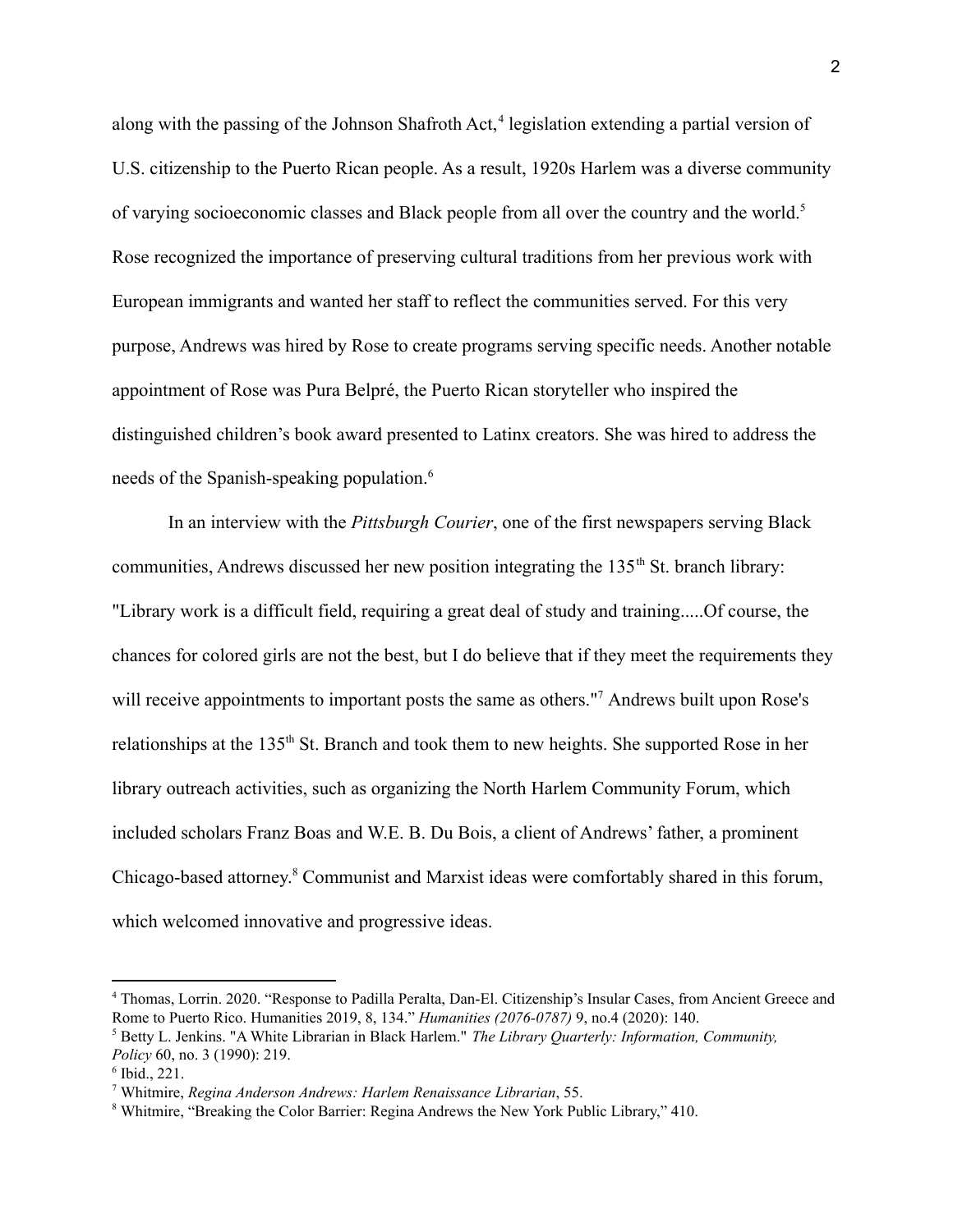along with the passing of the Johnson Shafroth Act,[4] legislation extending a partial version of U.S. citizenship to the Puerto Rican people. As a result, 1920s Harlem was a diverse community of varying socioeconomic classes and Black people from all over the country and the world.[5] Rose recognized the importance of preserving cultural traditions from her previous work with European immigrants and wanted her staff to reflect the communities served. For this very purpose, Andrews was hired by Rose to create programs serving specific needs. Another notable appointment of Rose was Pura Belpré, the Puerto Rican storyteller who inspired the distinguished children's book award presented to Latinx creators. She was hired to address the needs of the Spanish-speaking population.[6]

In an interview with the *Pittsburgh Courier*, one of the first newspapers serving Black communities, Andrews discussed her new position integrating the 135th St. branch library: "Library work is a difficult field, requiring a great deal of study and training.....Of course, the chances for colored girls are not the best, but I do believe that if they meet the requirements they will receive appointments to important posts the same as others."[7] Andrews built upon Rose's relationships at the 135th St. Branch and took them to new heights. She supported Rose in her library outreach activities, such as organizing the North Harlem Community Forum, which included scholars Franz Boas and W.E. B. Du Bois, a client of Andrews' father, a prominent Chicago-based attorney.[8] Communist and Marxist ideas were comfortably shared in this forum, which welcomed innovative and progressive ideas.

---

[4] Thomas, Lorrin. 2020. "Response to Padilla Peralta, Dan-El. Citizenship's Insular Cases, from Ancient Greece and Rome to Puerto Rico. Humanities 2019, 8, 134." *Humanities (2076-0787)* 9, no.4 (2020): 140.

[5] Betty L. Jenkins. "A White Librarian in Black Harlem." *The Library Quarterly: Information, Community, Policy* 60, no. 3 (1990): 219.

[6] Ibid., 221.

[7] Whitmire, *Regina Anderson Andrews: Harlem Renaissance Librarian*, 55.

[8] Whitmire, "Breaking the Color Barrier: Regina Andrews the New York Public Library," 410.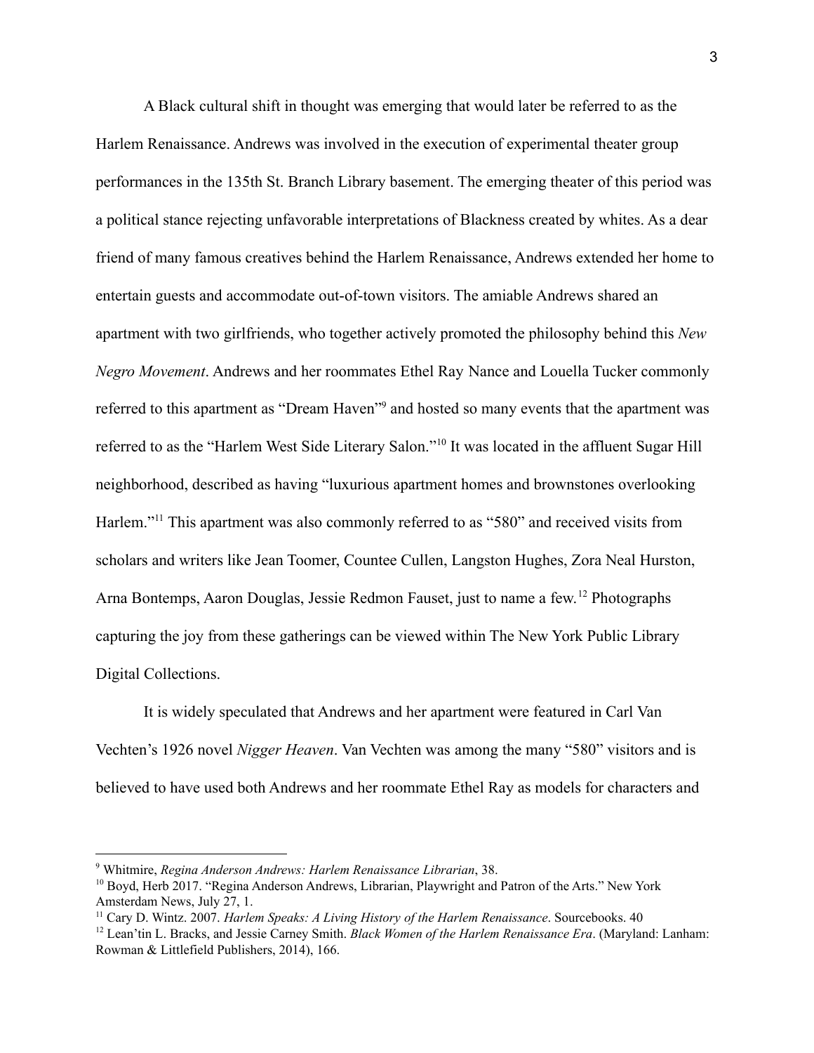A Black cultural shift in thought was emerging that would later be referred to as the Harlem Renaissance. Andrews was involved in the execution of experimental theater group performances in the 135th St. Branch Library basement. The emerging theater of this period was a political stance rejecting unfavorable interpretations of Blackness created by whites. As a dear friend of many famous creatives behind the Harlem Renaissance, Andrews extended her home to entertain guests and accommodate out-of-town visitors. The amiable Andrews shared an apartment with two girlfriends, who together actively promoted the philosophy behind this *New Negro Movement*. Andrews and her roommates Ethel Ray Nance and Louella Tucker commonly referred to this apartment as "Dream Haven"[9] and hosted so many events that the apartment was referred to as the "Harlem West Side Literary Salon."[10] It was located in the affluent Sugar Hill neighborhood, described as having "luxurious apartment homes and brownstones overlooking Harlem."[11] This apartment was also commonly referred to as "580" and received visits from scholars and writers like Jean Toomer, Countee Cullen, Langston Hughes, Zora Neal Hurston, Arna Bontemps, Aaron Douglas, Jessie Redmon Fauset, just to name a few.[12] Photographs capturing the joy from these gatherings can be viewed within The New York Public Library Digital Collections.

It is widely speculated that Andrews and her apartment were featured in Carl Van Vechten's 1926 novel *Nigger Heaven*. Van Vechten was among the many "580" visitors and is believed to have used both Andrews and her roommate Ethel Ray as models for characters and

---

[9] Whitmire, *Regina Anderson Andrews: Harlem Renaissance Librarian*, 38.

[10] Boyd, Herb 2017. "Regina Anderson Andrews, Librarian, Playwright and Patron of the Arts." New York Amsterdam News, July 27, 1.

[11] Cary D. Wintz. 2007. *Harlem Speaks: A Living History of the Harlem Renaissance*. Sourcebooks. 40

[12] Lean'tin L. Bracks, and Jessie Carney Smith. *Black Women of the Harlem Renaissance Era*. (Maryland: Lanham: Rowman & Littlefield Publishers, 2014), 166.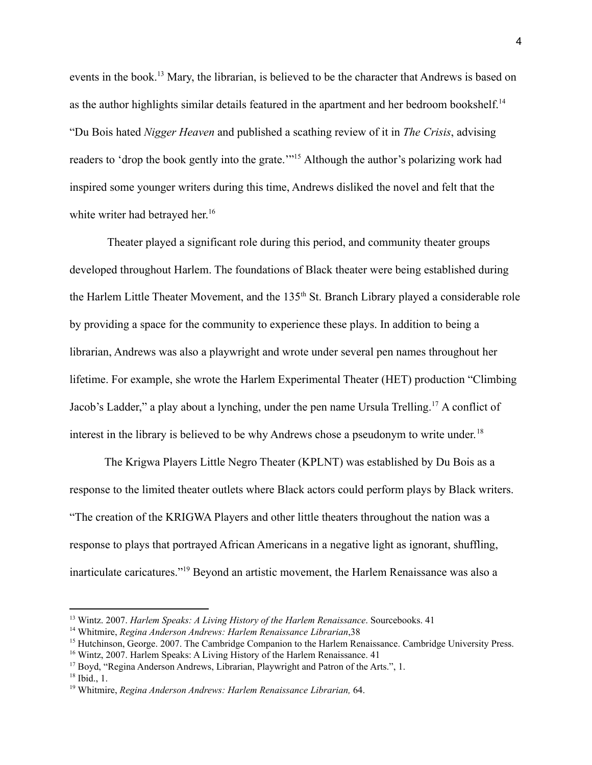events in the book.[13] Mary, the librarian, is believed to be the character that Andrews is based on as the author highlights similar details featured in the apartment and her bedroom bookshelf.[14] "Du Bois hated *Nigger Heaven* and published a scathing review of it in *The Crisis*, advising readers to 'drop the book gently into the grate.'"[15] Although the author's polarizing work had inspired some younger writers during this time, Andrews disliked the novel and felt that the white writer had betrayed her.[16]

Theater played a significant role during this period, and community theater groups developed throughout Harlem. The foundations of Black theater were being established during the Harlem Little Theater Movement, and the 135th St. Branch Library played a considerable role by providing a space for the community to experience these plays. In addition to being a librarian, Andrews was also a playwright and wrote under several pen names throughout her lifetime. For example, she wrote the Harlem Experimental Theater (HET) production "Climbing Jacob's Ladder," a play about a lynching, under the pen name Ursula Trelling.[17] A conflict of interest in the library is believed to be why Andrews chose a pseudonym to write under.[18]

The Krigwa Players Little Negro Theater (KPLNT) was established by Du Bois as a response to the limited theater outlets where Black actors could perform plays by Black writers. "The creation of the KRIGWA Players and other little theaters throughout the nation was a response to plays that portrayed African Americans in a negative light as ignorant, shuffling, inarticulate caricatures."[19] Beyond an artistic movement, the Harlem Renaissance was also a

---

[13] Wintz. 2007. *Harlem Speaks: A Living History of the Harlem Renaissance*. Sourcebooks. 41

[14] Whitmire, *Regina Anderson Andrews: Harlem Renaissance Librarian*,38

[15] Hutchinson, George. 2007. The Cambridge Companion to the Harlem Renaissance. Cambridge University Press.

[16] Wintz, 2007. Harlem Speaks: A Living History of the Harlem Renaissance. 41

[17] Boyd, "Regina Anderson Andrews, Librarian, Playwright and Patron of the Arts.", 1.

[18] Ibid., 1.

[19] Whitmire, *Regina Anderson Andrews: Harlem Renaissance Librarian,* 64.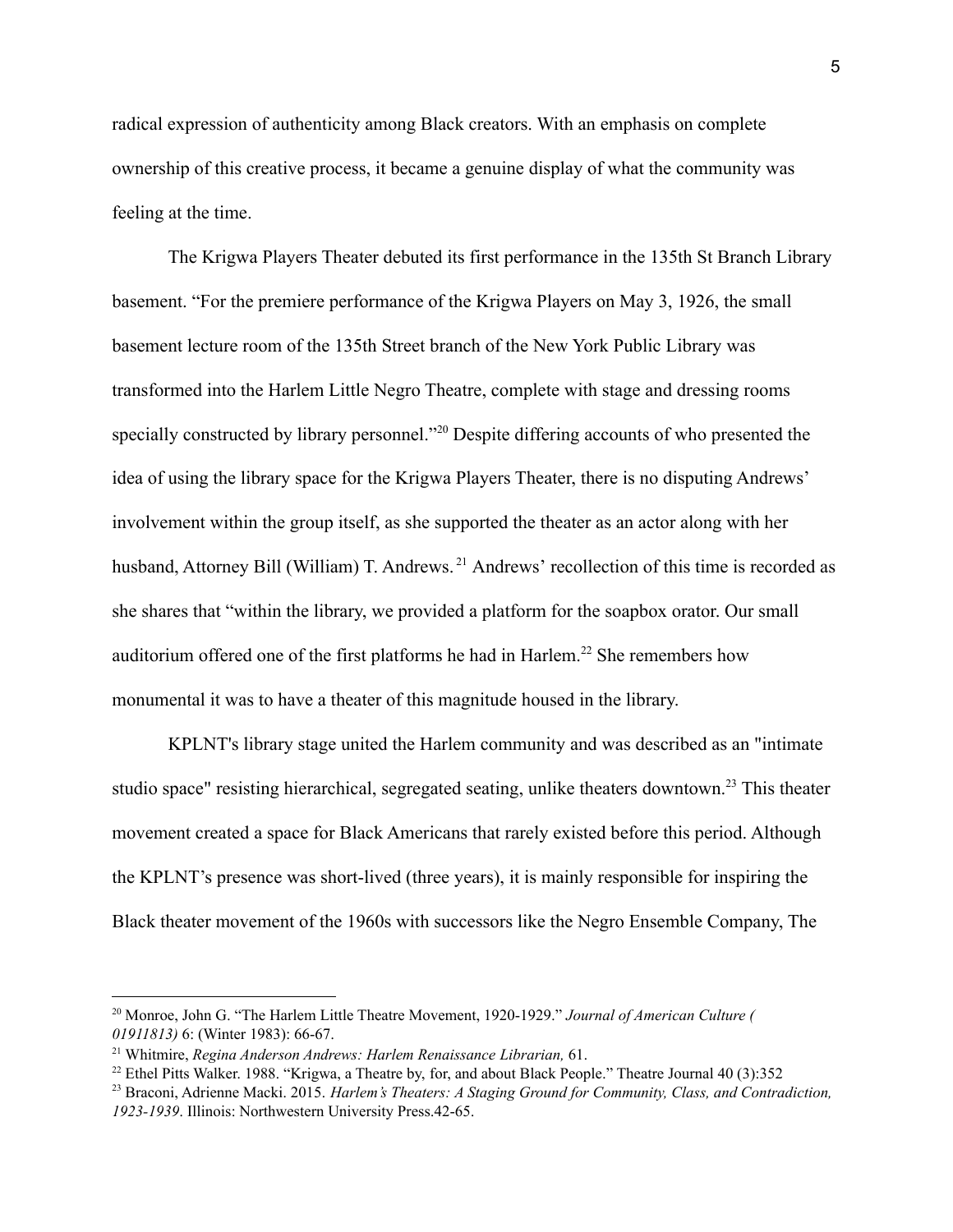radical expression of authenticity among Black creators. With an emphasis on complete ownership of this creative process, it became a genuine display of what the community was feeling at the time.

The Krigwa Players Theater debuted its first performance in the 135th St Branch Library basement. "For the premiere performance of the Krigwa Players on May 3, 1926, the small basement lecture room of the 135th Street branch of the New York Public Library was transformed into the Harlem Little Negro Theatre, complete with stage and dressing rooms specially constructed by library personnel."[20] Despite differing accounts of who presented the idea of using the library space for the Krigwa Players Theater, there is no disputing Andrews' involvement within the group itself, as she supported the theater as an actor along with her husband, Attorney Bill (William) T. Andrews.[21] Andrews' recollection of this time is recorded as she shares that "within the library, we provided a platform for the soapbox orator. Our small auditorium offered one of the first platforms he had in Harlem.[22] She remembers how monumental it was to have a theater of this magnitude housed in the library.

KPLNT's library stage united the Harlem community and was described as an "intimate studio space" resisting hierarchical, segregated seating, unlike theaters downtown.[23] This theater movement created a space for Black Americans that rarely existed before this period. Although the KPLNT's presence was short-lived (three years), it is mainly responsible for inspiring the Black theater movement of the 1960s with successors like the Negro Ensemble Company, The

---

[20] Monroe, John G. "The Harlem Little Theatre Movement, 1920-1929." *Journal of American Culture ( 01911813)* 6: (Winter 1983): 66-67.

[21] Whitmire, *Regina Anderson Andrews: Harlem Renaissance Librarian,* 61.

[22] Ethel Pitts Walker. 1988. "Krigwa, a Theatre by, for, and about Black People." Theatre Journal 40 (3):352

[23] Braconi, Adrienne Macki. 2015. *Harlem's Theaters: A Staging Ground for Community, Class, and Contradiction, 1923-1939*. Illinois: Northwestern University Press.42-65.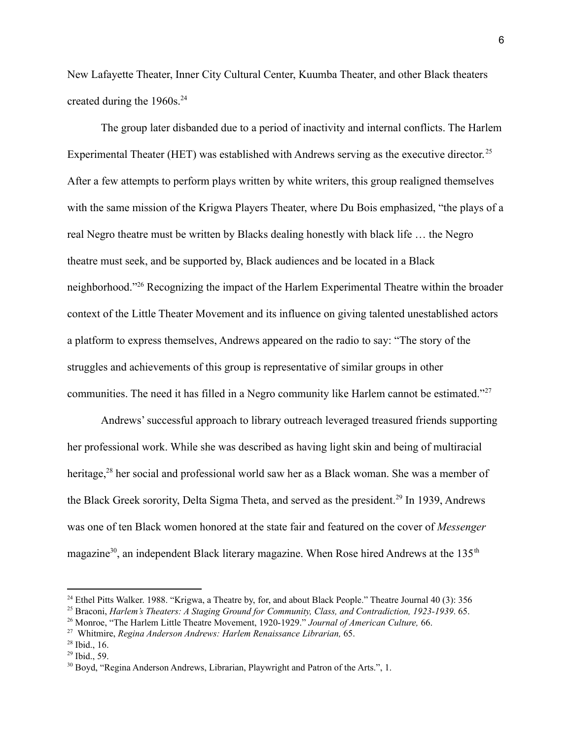New Lafayette Theater, Inner City Cultural Center, Kuumba Theater, and other Black theaters created during the 1960s.[24]

The group later disbanded due to a period of inactivity and internal conflicts. The Harlem Experimental Theater (HET) was established with Andrews serving as the executive director.[25] After a few attempts to perform plays written by white writers, this group realigned themselves with the same mission of the Krigwa Players Theater, where Du Bois emphasized, "the plays of a real Negro theatre must be written by Blacks dealing honestly with black life … the Negro theatre must seek, and be supported by, Black audiences and be located in a Black neighborhood."[26] Recognizing the impact of the Harlem Experimental Theatre within the broader context of the Little Theater Movement and its influence on giving talented unestablished actors a platform to express themselves, Andrews appeared on the radio to say: "The story of the struggles and achievements of this group is representative of similar groups in other communities. The need it has filled in a Negro community like Harlem cannot be estimated."[27]

Andrews' successful approach to library outreach leveraged treasured friends supporting her professional work. While she was described as having light skin and being of multiracial heritage,[28] her social and professional world saw her as a Black woman. She was a member of the Black Greek sorority, Delta Sigma Theta, and served as the president.[29] In 1939, Andrews was one of ten Black women honored at the state fair and featured on the cover of *Messenger* magazine[30], an independent Black literary magazine. When Rose hired Andrews at the 135th

---

[24] Ethel Pitts Walker. 1988. "Krigwa, a Theatre by, for, and about Black People." Theatre Journal 40 (3): 356

[25] Braconi, *Harlem's Theaters: A Staging Ground for Community, Class, and Contradiction, 1923-1939*. 65.

[26] Monroe, "The Harlem Little Theatre Movement, 1920-1929." *Journal of American Culture,* 66.

[27] Whitmire, *Regina Anderson Andrews: Harlem Renaissance Librarian,* 65.

[28] Ibid., 16.

[29] Ibid., 59.

[30] Boyd, "Regina Anderson Andrews, Librarian, Playwright and Patron of the Arts.", 1.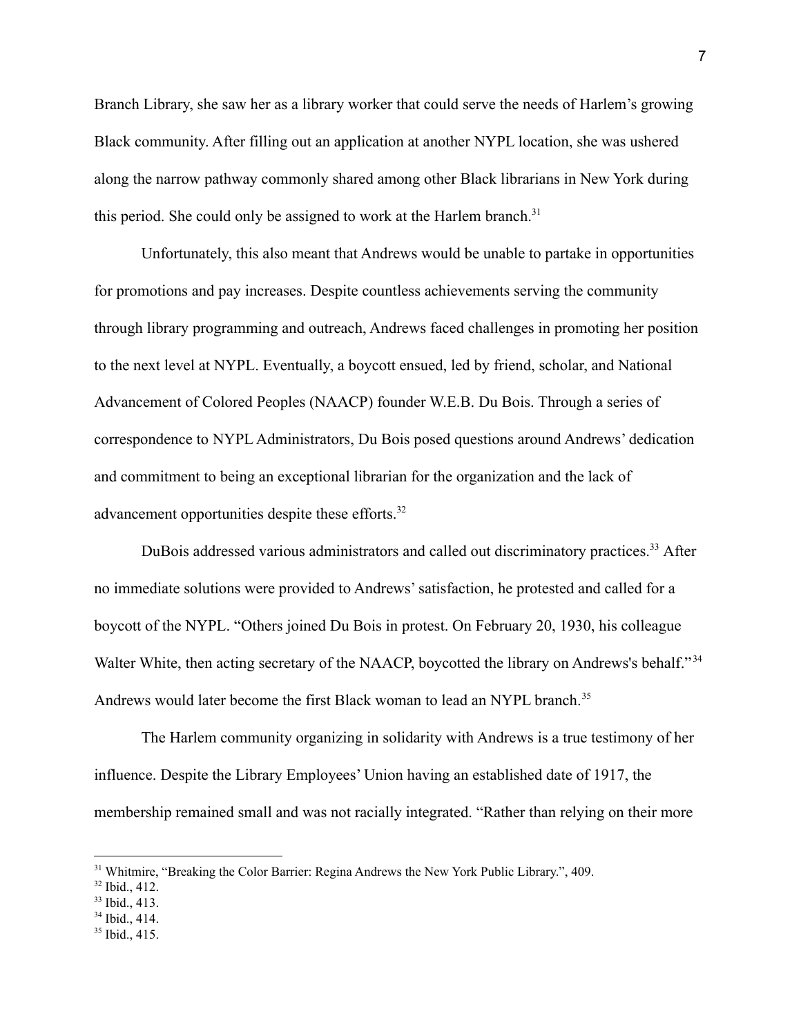Branch Library, she saw her as a library worker that could serve the needs of Harlem's growing Black community. After filling out an application at another NYPL location, she was ushered along the narrow pathway commonly shared among other Black librarians in New York during this period. She could only be assigned to work at the Harlem branch.[31]

Unfortunately, this also meant that Andrews would be unable to partake in opportunities for promotions and pay increases. Despite countless achievements serving the community through library programming and outreach, Andrews faced challenges in promoting her position to the next level at NYPL. Eventually, a boycott ensued, led by friend, scholar, and National Advancement of Colored Peoples (NAACP) founder W.E.B. Du Bois. Through a series of correspondence to NYPL Administrators, Du Bois posed questions around Andrews' dedication and commitment to being an exceptional librarian for the organization and the lack of advancement opportunities despite these efforts.[32]

DuBois addressed various administrators and called out discriminatory practices.[33] After no immediate solutions were provided to Andrews' satisfaction, he protested and called for a boycott of the NYPL. "Others joined Du Bois in protest. On February 20, 1930, his colleague Walter White, then acting secretary of the NAACP, boycotted the library on Andrews's behalf."[34] Andrews would later become the first Black woman to lead an NYPL branch.[35]

The Harlem community organizing in solidarity with Andrews is a true testimony of her influence. Despite the Library Employees' Union having an established date of 1917, the membership remained small and was not racially integrated. "Rather than relying on their more

---

[31] Whitmire, "Breaking the Color Barrier: Regina Andrews the New York Public Library.", 409.

[32] Ibid., 412.

[33] Ibid., 413.

[34] Ibid., 414.

[35] Ibid., 415.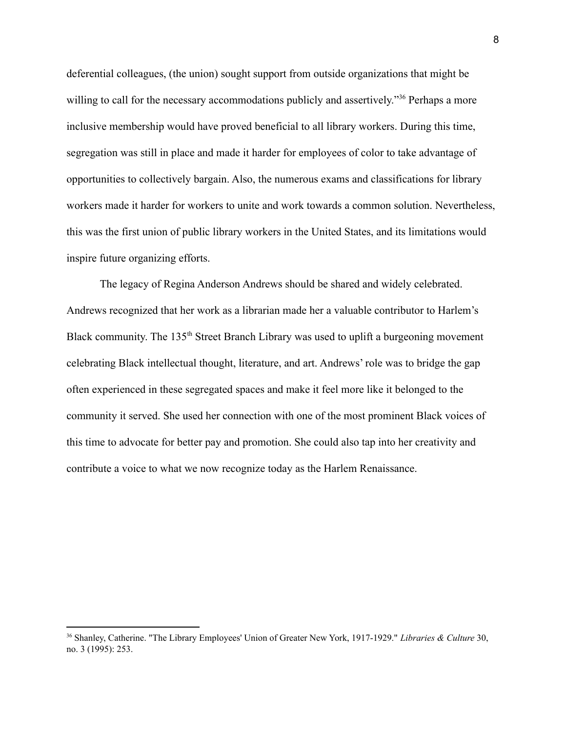deferential colleagues, (the union) sought support from outside organizations that might be willing to call for the necessary accommodations publicly and assertively."[36] Perhaps a more inclusive membership would have proved beneficial to all library workers. During this time, segregation was still in place and made it harder for employees of color to take advantage of opportunities to collectively bargain. Also, the numerous exams and classifications for library workers made it harder for workers to unite and work towards a common solution. Nevertheless, this was the first union of public library workers in the United States, and its limitations would inspire future organizing efforts.

The legacy of Regina Anderson Andrews should be shared and widely celebrated. Andrews recognized that her work as a librarian made her a valuable contributor to Harlem's Black community. The 135th Street Branch Library was used to uplift a burgeoning movement celebrating Black intellectual thought, literature, and art. Andrews' role was to bridge the gap often experienced in these segregated spaces and make it feel more like it belonged to the community it served. She used her connection with one of the most prominent Black voices of this time to advocate for better pay and promotion. She could also tap into her creativity and contribute a voice to what we now recognize today as the Harlem Renaissance.

---

[36] Shanley, Catherine. "The Library Employees' Union of Greater New York, 1917-1929." *Libraries & Culture* 30, no. 3 (1995): 253.